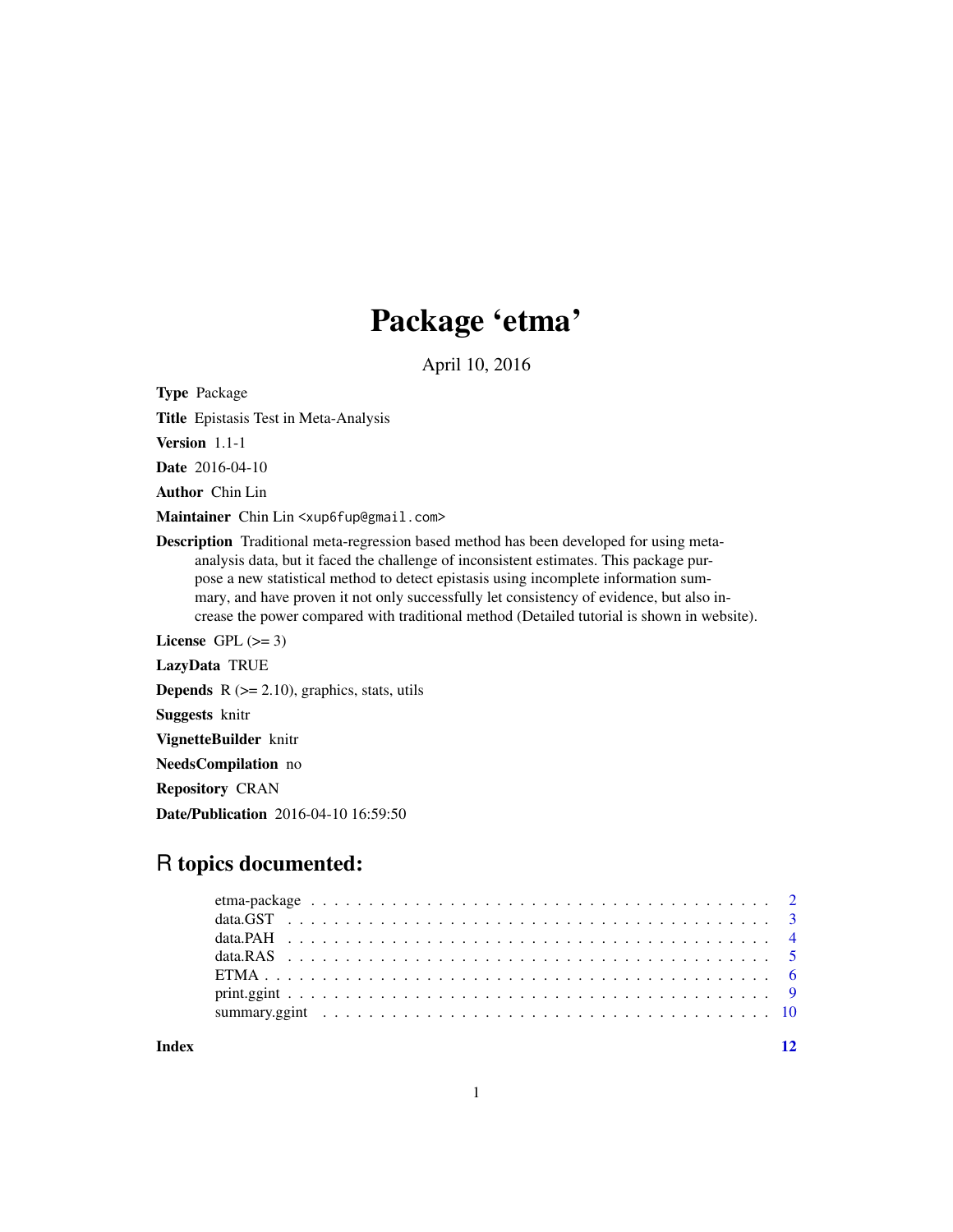# Package 'etma'

April 10, 2016

**Type** Package

**Title** Epistasis Test in Meta-Analysis

**Version** 1.1-1

**Date** 2016-04-10

**Author** Chin Lin

**Maintainer** Chin Lin <xup6fup@gmail.com>

**Description** Traditional meta-regression based method has been developed for using meta-analysis data, but it faced the challenge of inconsistent estimates. This package purpose a new statistical method to detect epistasis using incomplete information summary, and have proven it not only successfully let consistency of evidence, but also increase the power compared with traditional method (Detailed tutorial is shown in website).

**License** GPL (>= 3)

**LazyData** TRUE

**Depends** R (>= 2.10), graphics, stats, utils

**Suggests** knitr

**VignetteBuilder** knitr

**NeedsCompilation** no

**Repository** CRAN

**Date/Publication** 2016-04-10 16:59:50

## R topics documented:

| | |
|---|---|
| etma-package | 2 |
| data.GST | 3 |
| data.PAH | 4 |
| data.RAS | 5 |
| ETMA | 6 |
| print.ggint | 9 |
| summary.ggint | 10 |
| **Index** | **12** |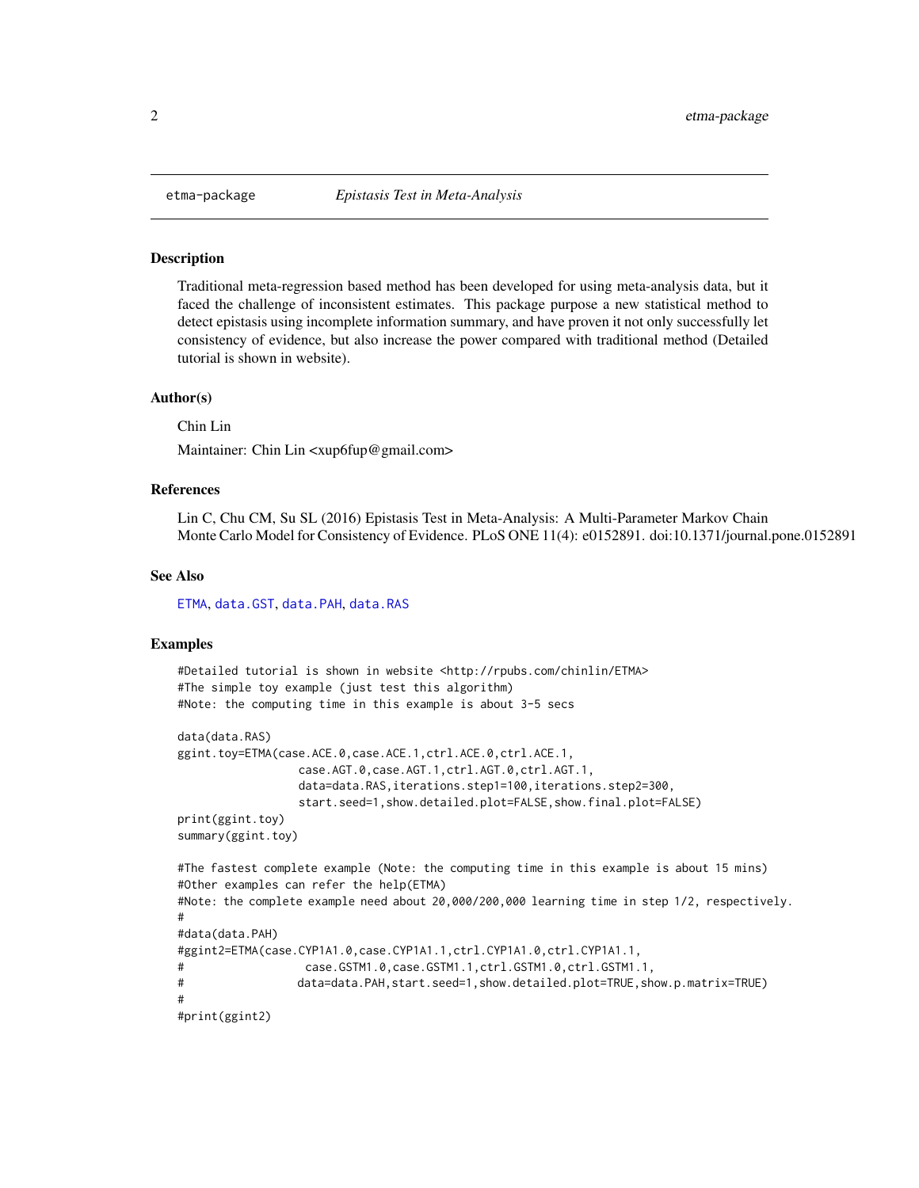etma-package *Epistasis Test in Meta-Analysis*

## Description

Traditional meta-regression based method has been developed for using meta-analysis data, but it faced the challenge of inconsistent estimates. This package purpose a new statistical method to detect epistasis using incomplete information summary, and have proven it not only successfully let consistency of evidence, but also increase the power compared with traditional method (Detailed tutorial is shown in website).

## Author(s)

Chin Lin

Maintainer: Chin Lin <xup6fup@gmail.com>

## References

Lin C, Chu CM, Su SL (2016) Epistasis Test in Meta-Analysis: A Multi-Parameter Markov Chain Monte Carlo Model for Consistency of Evidence. PLoS ONE 11(4): e0152891. doi:10.1371/journal.pone.0152891

## See Also

ETMA, data.GST, data.PAH, data.RAS

## Examples

```
#Detailed tutorial is shown in website <http://rpubs.com/chinlin/ETMA>
#The simple toy example (just test this algorithm)
#Note: the computing time in this example is about 3-5 secs

data(data.RAS)
ggint.toy=ETMA(case.ACE.0,case.ACE.1,ctrl.ACE.0,ctrl.ACE.1,
                  case.AGT.0,case.AGT.1,ctrl.AGT.0,ctrl.AGT.1,
                  data=data.RAS,iterations.step1=100,iterations.step2=300,
                  start.seed=1,show.detailed.plot=FALSE,show.final.plot=FALSE)
print(ggint.toy)
summary(ggint.toy)

#The fastest complete example (Note: the computing time in this example is about 15 mins)
#Other examples can refer the help(ETMA)
#Note: the complete example need about 20,000/200,000 learning time in step 1/2, respectively.
#
#data(data.PAH)
#ggint2=ETMA(case.CYP1A1.0,case.CYP1A1.1,ctrl.CYP1A1.0,ctrl.CYP1A1.1,
#                  case.GSTM1.0,case.GSTM1.1,ctrl.GSTM1.0,ctrl.GSTM1.1,
#                 data=data.PAH,start.seed=1,show.detailed.plot=TRUE,show.p.matrix=TRUE)
#
#print(ggint2)
```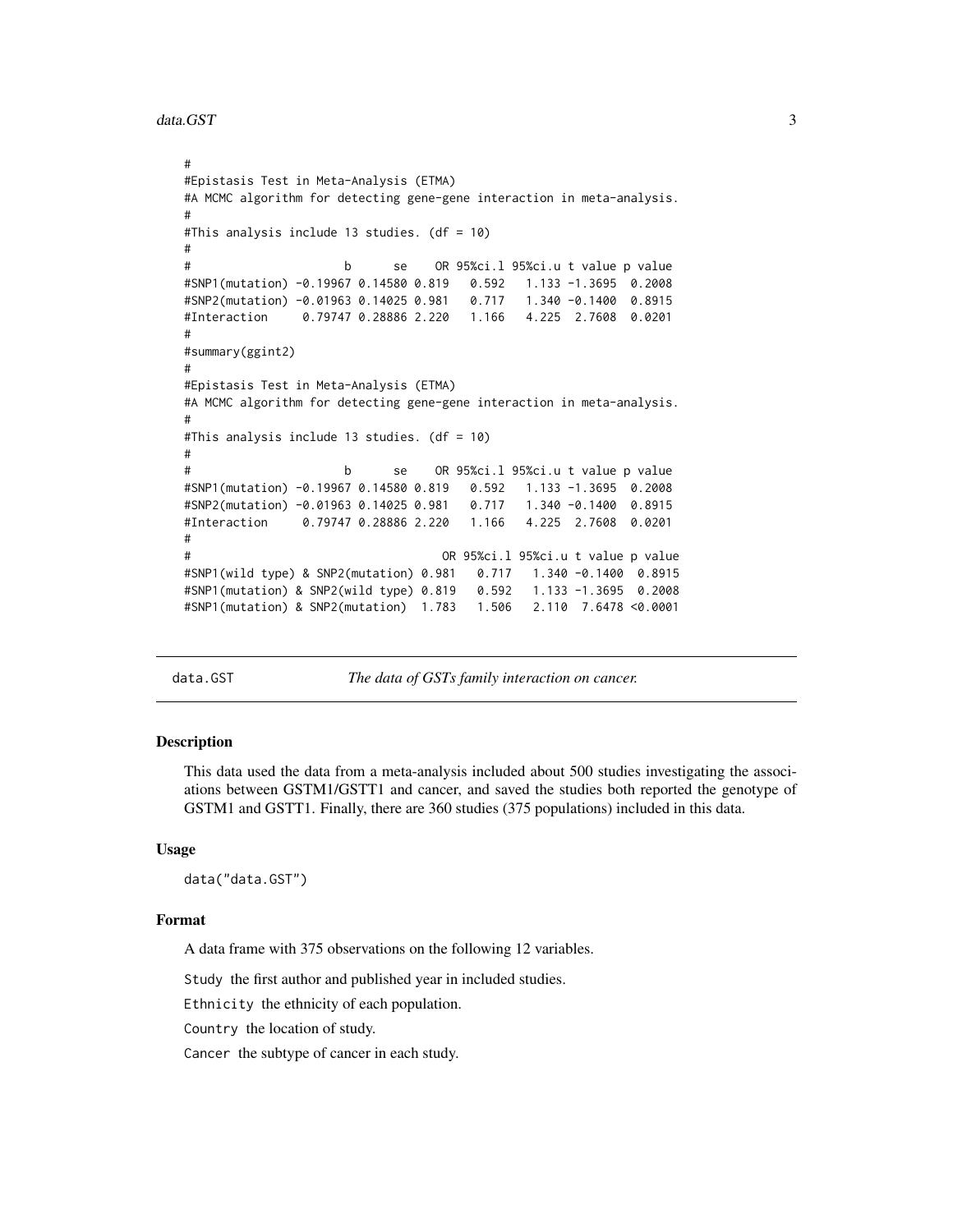```
#
#Epistasis Test in Meta-Analysis (ETMA)
#A MCMC algorithm for detecting gene-gene interaction in meta-analysis.
#
#This analysis include 13 studies. (df = 10)
#
#                      b      se    OR 95%ci.l 95%ci.u t value p value
#SNP1(mutation) -0.19967 0.14580 0.819   0.592   1.133 -1.3695  0.2008
#SNP2(mutation) -0.01963 0.14025 0.981   0.717   1.340 -0.1400  0.8915
#Interaction     0.79747 0.28886 2.220   1.166   4.225  2.7608  0.0201
#
#summary(ggint2)
#
#Epistasis Test in Meta-Analysis (ETMA)
#A MCMC algorithm for detecting gene-gene interaction in meta-analysis.
#
#This analysis include 13 studies. (df = 10)
#
#                      b      se    OR 95%ci.l 95%ci.u t value p value
#SNP1(mutation) -0.19967 0.14580 0.819   0.592   1.133 -1.3695  0.2008
#SNP2(mutation) -0.01963 0.14025 0.981   0.717   1.340 -0.1400  0.8915
#Interaction     0.79747 0.28886 2.220   1.166   4.225  2.7608  0.0201
#
#                                    OR 95%ci.l 95%ci.u t value p value
#SNP1(wild type) & SNP2(mutation) 0.981   0.717   1.340 -0.1400  0.8915
#SNP1(mutation) & SNP2(wild type) 0.819   0.592   1.133 -1.3695  0.2008
#SNP1(mutation) & SNP2(mutation)  1.783   1.506   2.110  7.6478 <0.0001
```

---

data.GST — *The data of GSTs family interaction on cancer.*

---

### Description

This data used the data from a meta-analysis included about 500 studies investigating the associations between GSTM1/GSTT1 and cancer, and saved the studies both reported the genotype of GSTM1 and GSTT1. Finally, there are 360 studies (375 populations) included in this data.

### Usage

```
data("data.GST")
```

### Format

A data frame with 375 observations on the following 12 variables.

`Study` the first author and published year in included studies.

`Ethnicity` the ethnicity of each population.

`Country` the location of study.

`Cancer` the subtype of cancer in each study.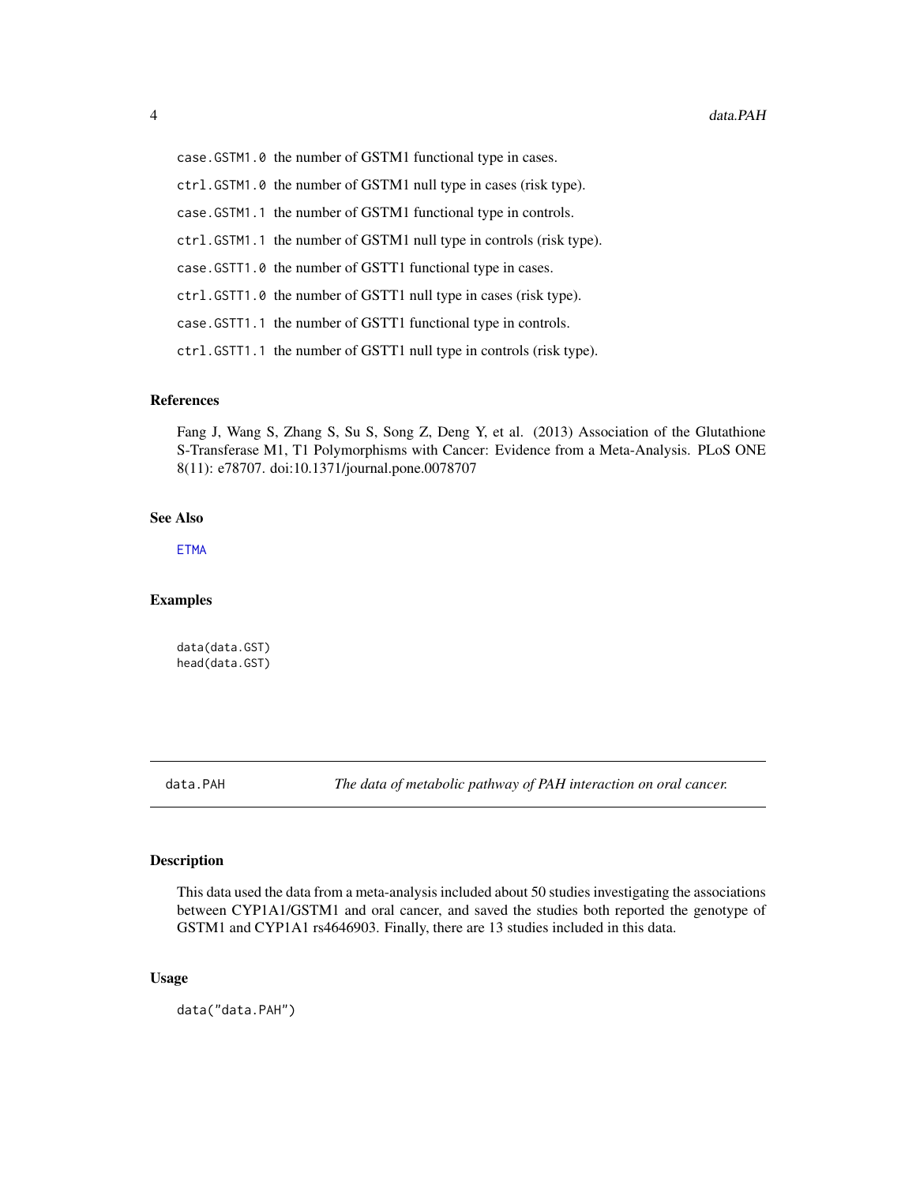case.GSTM1.0 the number of GSTM1 functional type in cases.

ctrl.GSTM1.0 the number of GSTM1 null type in cases (risk type).

case.GSTM1.1 the number of GSTM1 functional type in controls.

ctrl.GSTM1.1 the number of GSTM1 null type in controls (risk type).

case.GSTT1.0 the number of GSTT1 functional type in cases.

ctrl.GSTT1.0 the number of GSTT1 null type in cases (risk type).

case.GSTT1.1 the number of GSTT1 functional type in controls.

ctrl.GSTT1.1 the number of GSTT1 null type in controls (risk type).

## References

Fang J, Wang S, Zhang S, Su S, Song Z, Deng Y, et al. (2013) Association of the Glutathione S-Transferase M1, T1 Polymorphisms with Cancer: Evidence from a Meta-Analysis. PLoS ONE 8(11): e78707. doi:10.1371/journal.pone.0078707

## See Also

ETMA

## Examples

```
data(data.GST)
head(data.GST)
```

---

# data.PAH *The data of metabolic pathway of PAH interaction on oral cancer.*

## Description

This data used the data from a meta-analysis included about 50 studies investigating the associations between CYP1A1/GSTM1 and oral cancer, and saved the studies both reported the genotype of GSTM1 and CYP1A1 rs4646903. Finally, there are 13 studies included in this data.

## Usage

```
data("data.PAH")
```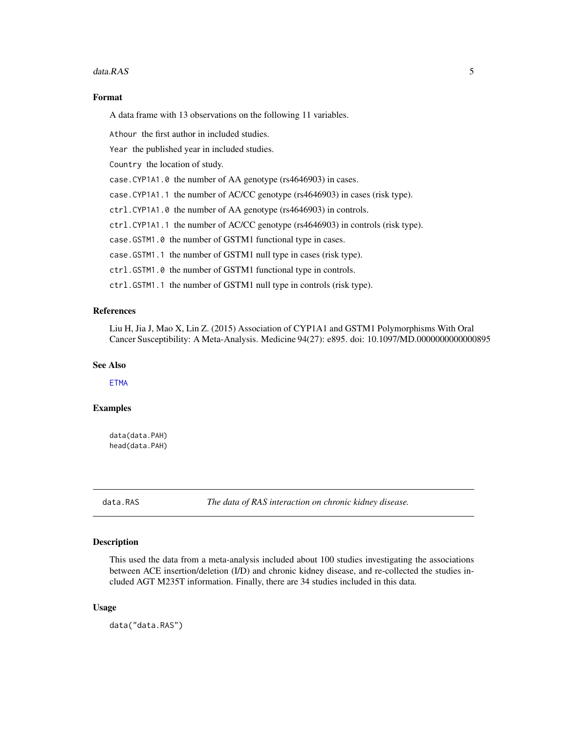### Format

A data frame with 13 observations on the following 11 variables.

`Athour` the first author in included studies.

`Year` the published year in included studies.

`Country` the location of study.

`case.CYP1A1.0` the number of AA genotype (rs4646903) in cases.

`case.CYP1A1.1` the number of AC/CC genotype (rs4646903) in cases (risk type).

`ctrl.CYP1A1.0` the number of AA genotype (rs4646903) in controls.

`ctrl.CYP1A1.1` the number of AC/CC genotype (rs4646903) in controls (risk type).

`case.GSTM1.0` the number of GSTM1 functional type in cases.

`case.GSTM1.1` the number of GSTM1 null type in cases (risk type).

`ctrl.GSTM1.0` the number of GSTM1 functional type in controls.

`ctrl.GSTM1.1` the number of GSTM1 null type in controls (risk type).

### References

Liu H, Jia J, Mao X, Lin Z. (2015) Association of CYP1A1 and GSTM1 Polymorphisms With Oral Cancer Susceptibility: A Meta-Analysis. Medicine 94(27): e895. doi: 10.1097/MD.0000000000000895

### See Also

`ETMA`

### Examples

```
data(data.PAH)
head(data.PAH)
```

---

## data.RAS — *The data of RAS interaction on chronic kidney disease.*

### Description

This used the data from a meta-analysis included about 100 studies investigating the associations between ACE insertion/deletion (I/D) and chronic kidney disease, and re-collected the studies included AGT M235T information. Finally, there are 34 studies included in this data.

### Usage

```
data("data.RAS")
```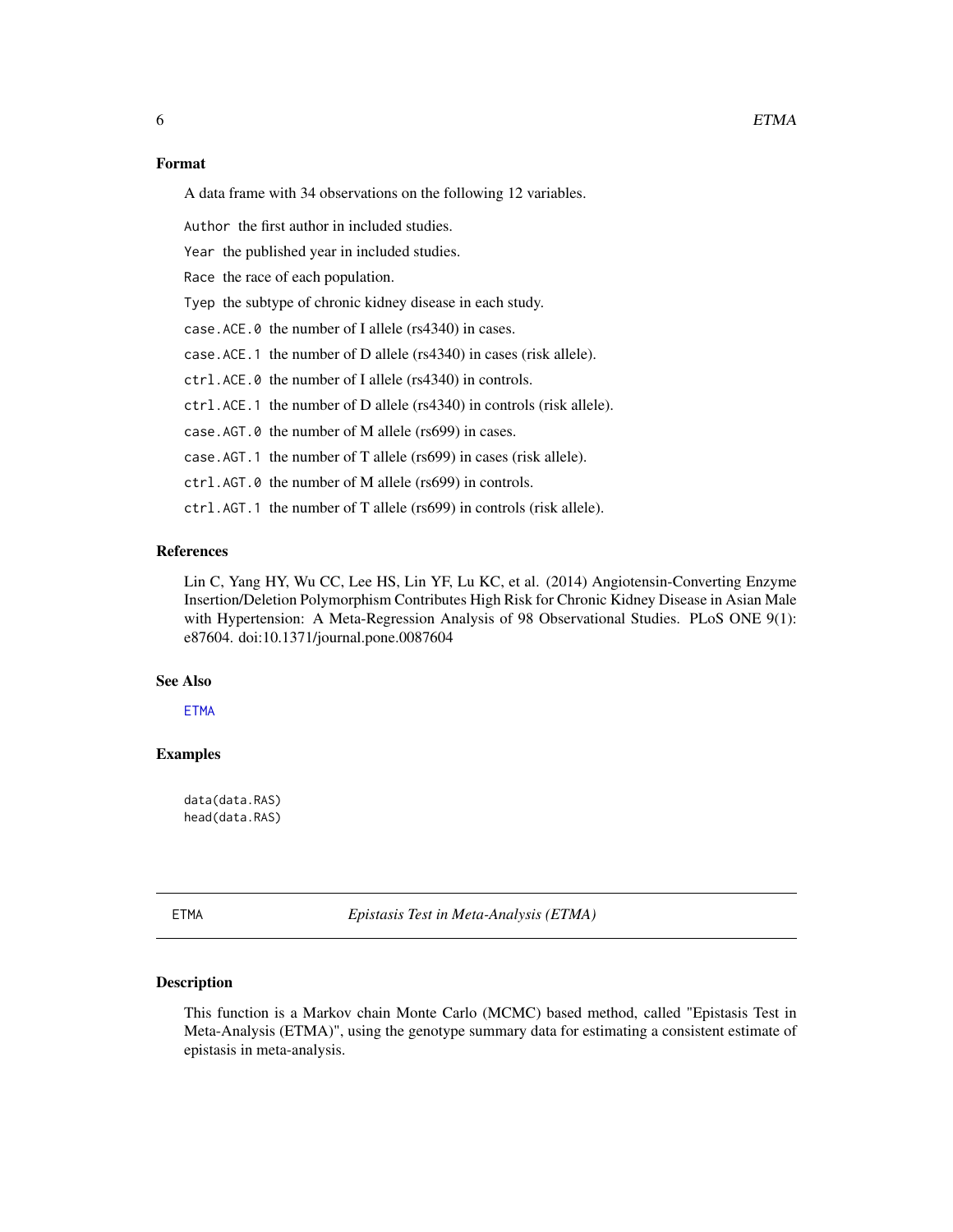### Format

A data frame with 34 observations on the following 12 variables.

`Author` the first author in included studies.

`Year` the published year in included studies.

`Race` the race of each population.

`Tyep` the subtype of chronic kidney disease in each study.

`case.ACE.0` the number of I allele (rs4340) in cases.

`case.ACE.1` the number of D allele (rs4340) in cases (risk allele).

`ctrl.ACE.0` the number of I allele (rs4340) in controls.

`ctrl.ACE.1` the number of D allele (rs4340) in controls (risk allele).

`case.AGT.0` the number of M allele (rs699) in cases.

`case.AGT.1` the number of T allele (rs699) in cases (risk allele).

`ctrl.AGT.0` the number of M allele (rs699) in controls.

`ctrl.AGT.1` the number of T allele (rs699) in controls (risk allele).

### References

Lin C, Yang HY, Wu CC, Lee HS, Lin YF, Lu KC, et al. (2014) Angiotensin-Converting Enzyme Insertion/Deletion Polymorphism Contributes High Risk for Chronic Kidney Disease in Asian Male with Hypertension: A Meta-Regression Analysis of 98 Observational Studies. PLoS ONE 9(1): e87604. doi:10.1371/journal.pone.0087604

### See Also

ETMA

### Examples

```
data(data.RAS)
head(data.RAS)
```

---

## ETMA — *Epistasis Test in Meta-Analysis (ETMA)*

### Description

This function is a Markov chain Monte Carlo (MCMC) based method, called "Epistasis Test in Meta-Analysis (ETMA)", using the genotype summary data for estimating a consistent estimate of epistasis in meta-analysis.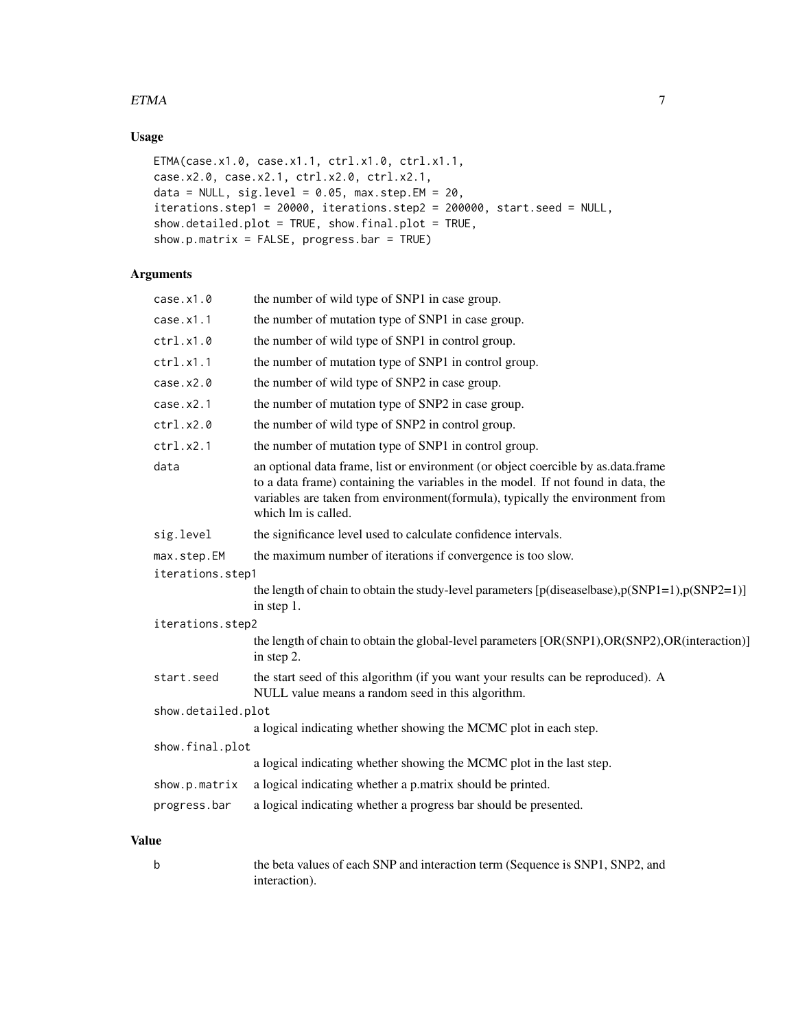## Usage

```
ETMA(case.x1.0, case.x1.1, ctrl.x1.0, ctrl.x1.1,
case.x2.0, case.x2.1, ctrl.x2.0, ctrl.x2.1,
data = NULL, sig.level = 0.05, max.step.EM = 20,
iterations.step1 = 20000, iterations.step2 = 200000, start.seed = NULL,
show.detailed.plot = TRUE, show.final.plot = TRUE,
show.p.matrix = FALSE, progress.bar = TRUE)
```

## Arguments

| | |
|---|---|
| `case.x1.0` | the number of wild type of SNP1 in case group. |
| `case.x1.1` | the number of mutation type of SNP1 in case group. |
| `ctrl.x1.0` | the number of wild type of SNP1 in control group. |
| `ctrl.x1.1` | the number of mutation type of SNP1 in control group. |
| `case.x2.0` | the number of wild type of SNP2 in case group. |
| `case.x2.1` | the number of mutation type of SNP2 in case group. |
| `ctrl.x2.0` | the number of wild type of SNP2 in control group. |
| `ctrl.x2.1` | the number of mutation type of SNP1 in control group. |
| `data` | an optional data frame, list or environment (or object coercible by as.data.frame to a data frame) containing the variables in the model. If not found in data, the variables are taken from environment(formula), typically the environment from which lm is called. |
| `sig.level` | the significance level used to calculate confidence intervals. |
| `max.step.EM` | the maximum number of iterations if convergence is too slow. |
| `iterations.step1` | the length of chain to obtain the study-level parameters [p(disease\|base),p(SNP1=1),p(SNP2=1)] in step 1. |
| `iterations.step2` | the length of chain to obtain the global-level parameters [OR(SNP1),OR(SNP2),OR(interaction)] in step 2. |
| `start.seed` | the start seed of this algorithm (if you want your results can be reproduced). A NULL value means a random seed in this algorithm. |
| `show.detailed.plot` | a logical indicating whether showing the MCMC plot in each step. |
| `show.final.plot` | a logical indicating whether showing the MCMC plot in the last step. |
| `show.p.matrix` | a logical indicating whether a p.matrix should be printed. |
| `progress.bar` | a logical indicating whether a progress bar should be presented. |

## Value

| | |
|---|---|
| `b` | the beta values of each SNP and interaction term (Sequence is SNP1, SNP2, and interaction). |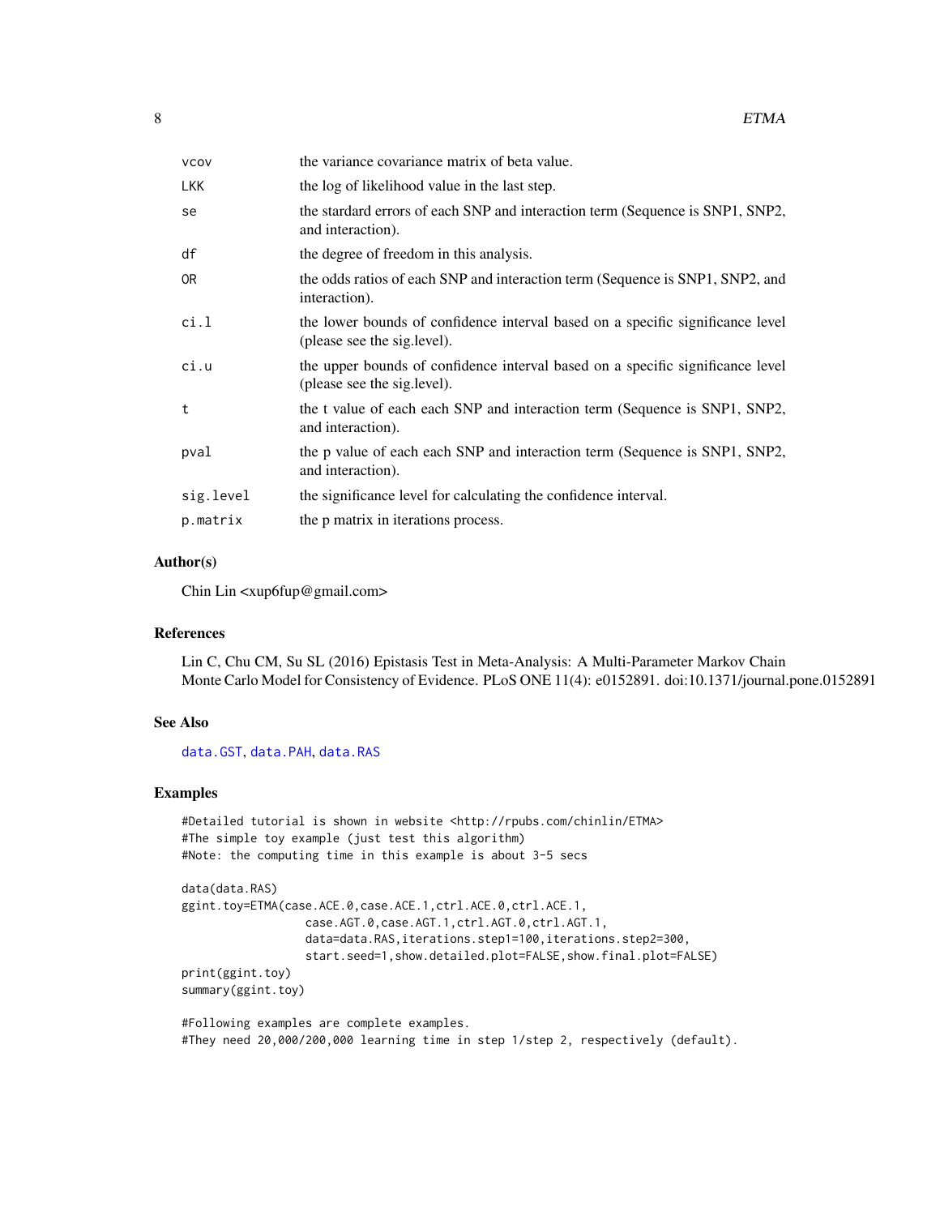| | |
|---|---|
| vcov | the variance covariance matrix of beta value. |
| LKK | the log of likelihood value in the last step. |
| se | the stardard errors of each SNP and interaction term (Sequence is SNP1, SNP2, and interaction). |
| df | the degree of freedom in this analysis. |
| OR | the odds ratios of each SNP and interaction term (Sequence is SNP1, SNP2, and interaction). |
| ci.l | the lower bounds of confidence interval based on a specific significance level (please see the sig.level). |
| ci.u | the upper bounds of confidence interval based on a specific significance level (please see the sig.level). |
| t | the t value of each each SNP and interaction term (Sequence is SNP1, SNP2, and interaction). |
| pval | the p value of each each SNP and interaction term (Sequence is SNP1, SNP2, and interaction). |
| sig.level | the significance level for calculating the confidence interval. |
| p.matrix | the p matrix in iterations process. |

### Author(s)

Chin Lin <xup6fup@gmail.com>

### References

Lin C, Chu CM, Su SL (2016) Epistasis Test in Meta-Analysis: A Multi-Parameter Markov Chain Monte Carlo Model for Consistency of Evidence. PLoS ONE 11(4): e0152891. doi:10.1371/journal.pone.0152891

### See Also

data.GST, data.PAH, data.RAS

### Examples

```
#Detailed tutorial is shown in website <http://rpubs.com/chinlin/ETMA>
#The simple toy example (just test this algorithm)
#Note: the computing time in this example is about 3-5 secs

data(data.RAS)
ggint.toy=ETMA(case.ACE.0,case.ACE.1,ctrl.ACE.0,ctrl.ACE.1,
               case.AGT.0,case.AGT.1,ctrl.AGT.0,ctrl.AGT.1,
               data=data.RAS,iterations.step1=100,iterations.step2=300,
               start.seed=1,show.detailed.plot=FALSE,show.final.plot=FALSE)
print(ggint.toy)
summary(ggint.toy)

#Following examples are complete examples.
#They need 20,000/200,000 learning time in step 1/step 2, respectively (default).
```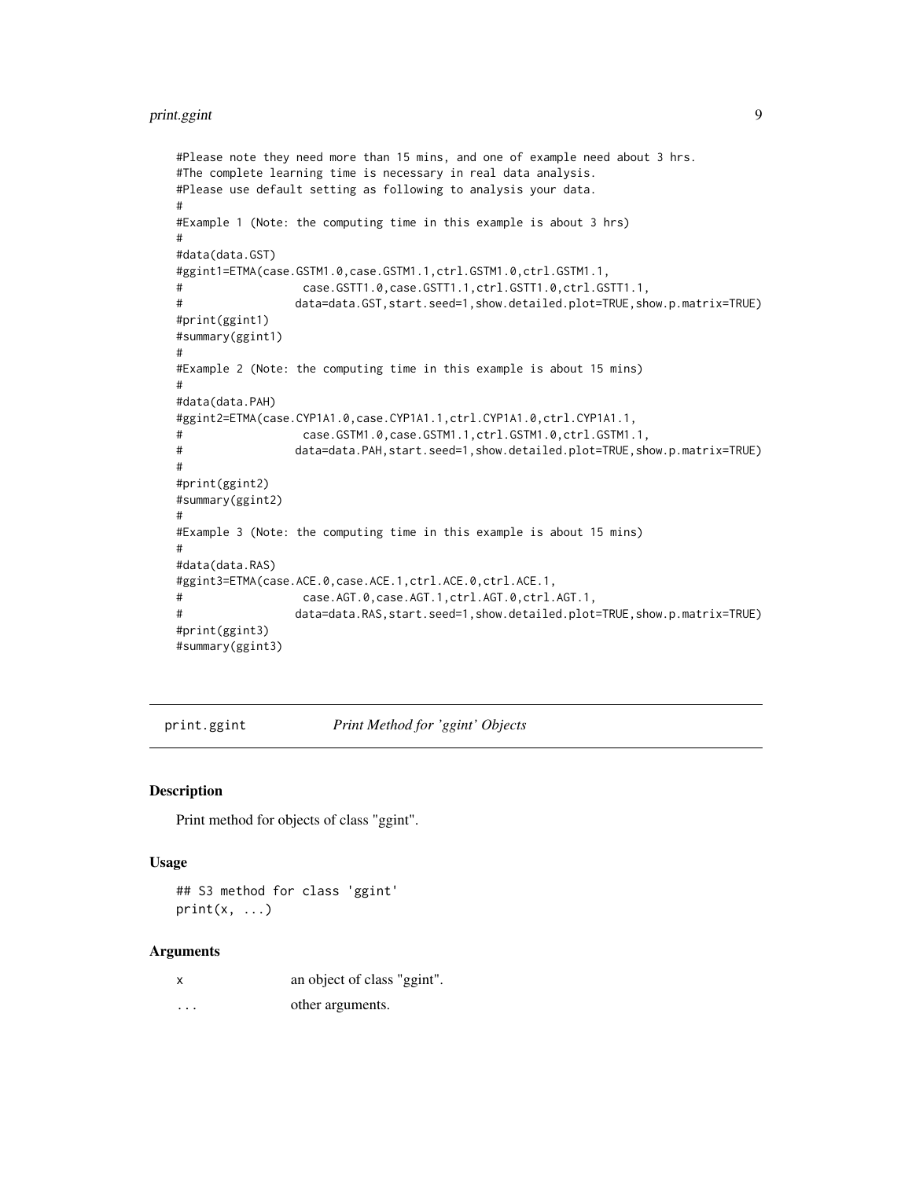```
#Please note they need more than 15 mins, and one of example need about 3 hrs.
#The complete learning time is necessary in real data analysis.
#Please use default setting as following to analysis your data.
#
#Example 1 (Note: the computing time in this example is about 3 hrs)
#
#data(data.GST)
#ggint1=ETMA(case.GSTM1.0,case.GSTM1.1,ctrl.GSTM1.0,ctrl.GSTM1.1,
#                 case.GSTT1.0,case.GSTT1.1,ctrl.GSTT1.0,ctrl.GSTT1.1,
#                data=data.GST,start.seed=1,show.detailed.plot=TRUE,show.p.matrix=TRUE)
#print(ggint1)
#summary(ggint1)
#
#Example 2 (Note: the computing time in this example is about 15 mins)
#
#data(data.PAH)
#ggint2=ETMA(case.CYP1A1.0,case.CYP1A1.1,ctrl.CYP1A1.0,ctrl.CYP1A1.1,
#                 case.GSTM1.0,case.GSTM1.1,ctrl.GSTM1.0,ctrl.GSTM1.1,
#                data=data.PAH,start.seed=1,show.detailed.plot=TRUE,show.p.matrix=TRUE)
#
#print(ggint2)
#summary(ggint2)
#
#Example 3 (Note: the computing time in this example is about 15 mins)
#
#data(data.RAS)
#ggint3=ETMA(case.ACE.0,case.ACE.1,ctrl.ACE.0,ctrl.ACE.1,
#                 case.AGT.0,case.AGT.1,ctrl.AGT.0,ctrl.AGT.1,
#                data=data.RAS,start.seed=1,show.detailed.plot=TRUE,show.p.matrix=TRUE)
#print(ggint3)
#summary(ggint3)
```

## print.ggint *Print Method for 'ggint' Objects*

### Description

Print method for objects of class "ggint".

### Usage

```
## S3 method for class 'ggint'
print(x, ...)
```

### Arguments

| | |
|---|---|
| x | an object of class "ggint". |
| ... | other arguments. |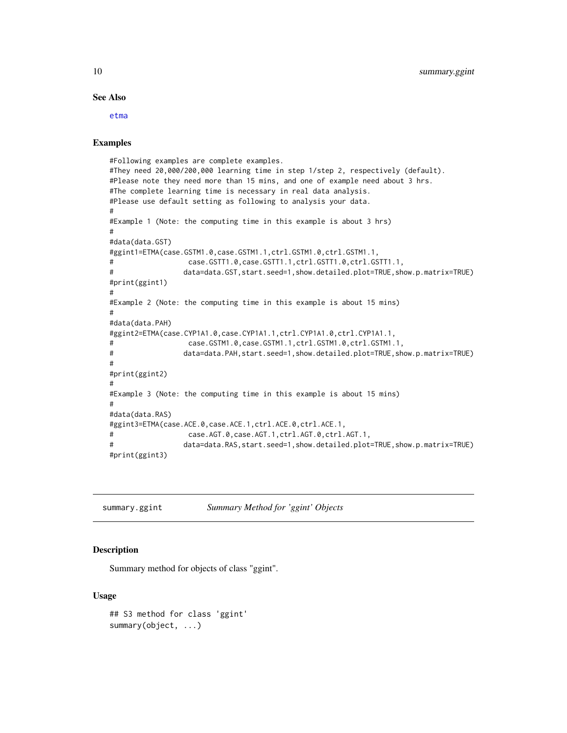## See Also

etma

## Examples

```
#Following examples are complete examples.
#They need 20,000/200,000 learning time in step 1/step 2, respectively (default).
#Please note they need more than 15 mins, and one of example need about 3 hrs.
#The complete learning time is necessary in real data analysis.
#Please use default setting as following to analysis your data.
#
#Example 1 (Note: the computing time in this example is about 3 hrs)
#
#data(data.GST)
#ggint1=ETMA(case.GSTM1.0,case.GSTM1.1,ctrl.GSTM1.0,ctrl.GSTM1.1,
#                 case.GSTT1.0,case.GSTT1.1,ctrl.GSTT1.0,ctrl.GSTT1.1,
#                data=data.GST,start.seed=1,show.detailed.plot=TRUE,show.p.matrix=TRUE)
#print(ggint1)
#
#Example 2 (Note: the computing time in this example is about 15 mins)
#
#data(data.PAH)
#ggint2=ETMA(case.CYP1A1.0,case.CYP1A1.1,ctrl.CYP1A1.0,ctrl.CYP1A1.1,
#                 case.GSTM1.0,case.GSTM1.1,ctrl.GSTM1.0,ctrl.GSTM1.1,
#                data=data.PAH,start.seed=1,show.detailed.plot=TRUE,show.p.matrix=TRUE)
#
#print(ggint2)
#
#Example 3 (Note: the computing time in this example is about 15 mins)
#
#data(data.RAS)
#ggint3=ETMA(case.ACE.0,case.ACE.1,ctrl.ACE.0,ctrl.ACE.1,
#                 case.AGT.0,case.AGT.1,ctrl.AGT.0,ctrl.AGT.1,
#                data=data.RAS,start.seed=1,show.detailed.plot=TRUE,show.p.matrix=TRUE)
#print(ggint3)
```

---

# summary.ggint — *Summary Method for 'ggint' Objects*

## Description

Summary method for objects of class "ggint".

## Usage

```
## S3 method for class 'ggint'
summary(object, ...)
```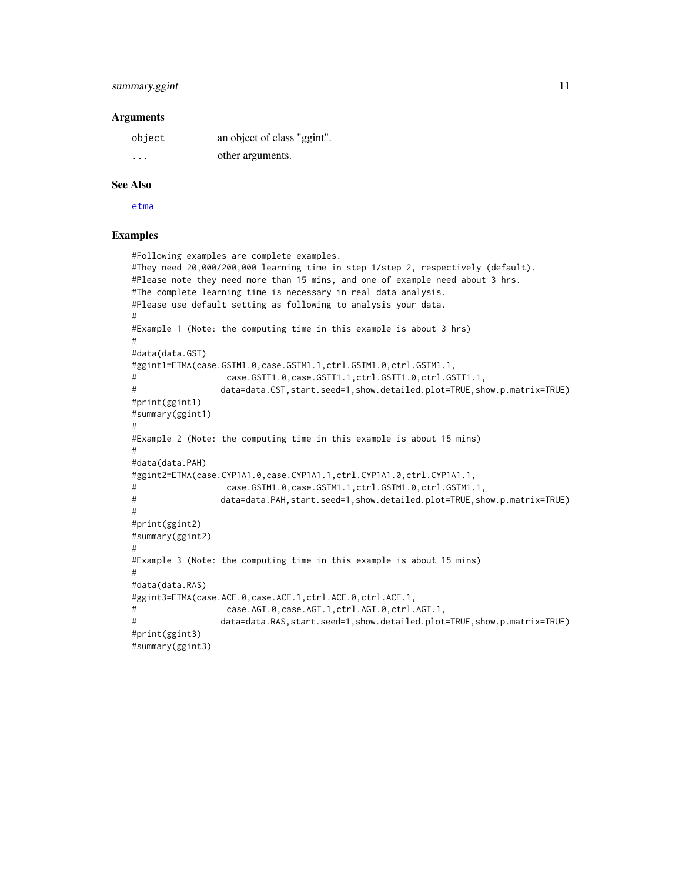### Arguments

| | |
|---|---|
| `object` | an object of class "ggint". |
| `...` | other arguments. |

### See Also

etma

### Examples

```
#Following examples are complete examples.
#They need 20,000/200,000 learning time in step 1/step 2, respectively (default).
#Please note they need more than 15 mins, and one of example need about 3 hrs.
#The complete learning time is necessary in real data analysis.
#Please use default setting as following to analysis your data.
#
#Example 1 (Note: the computing time in this example is about 3 hrs)
#
#data(data.GST)
#ggint1=ETMA(case.GSTM1.0,case.GSTM1.1,ctrl.GSTM1.0,ctrl.GSTM1.1,
#                 case.GSTT1.0,case.GSTT1.1,ctrl.GSTT1.0,ctrl.GSTT1.1,
#                data=data.GST,start.seed=1,show.detailed.plot=TRUE,show.p.matrix=TRUE)
#print(ggint1)
#summary(ggint1)
#
#Example 2 (Note: the computing time in this example is about 15 mins)
#
#data(data.PAH)
#ggint2=ETMA(case.CYP1A1.0,case.CYP1A1.1,ctrl.CYP1A1.0,ctrl.CYP1A1.1,
#                 case.GSTM1.0,case.GSTM1.1,ctrl.GSTM1.0,ctrl.GSTM1.1,
#                data=data.PAH,start.seed=1,show.detailed.plot=TRUE,show.p.matrix=TRUE)
#
#print(ggint2)
#summary(ggint2)
#
#Example 3 (Note: the computing time in this example is about 15 mins)
#
#data(data.RAS)
#ggint3=ETMA(case.ACE.0,case.ACE.1,ctrl.ACE.0,ctrl.ACE.1,
#                 case.AGT.0,case.AGT.1,ctrl.AGT.0,ctrl.AGT.1,
#                data=data.RAS,start.seed=1,show.detailed.plot=TRUE,show.p.matrix=TRUE)
#print(ggint3)
#summary(ggint3)
```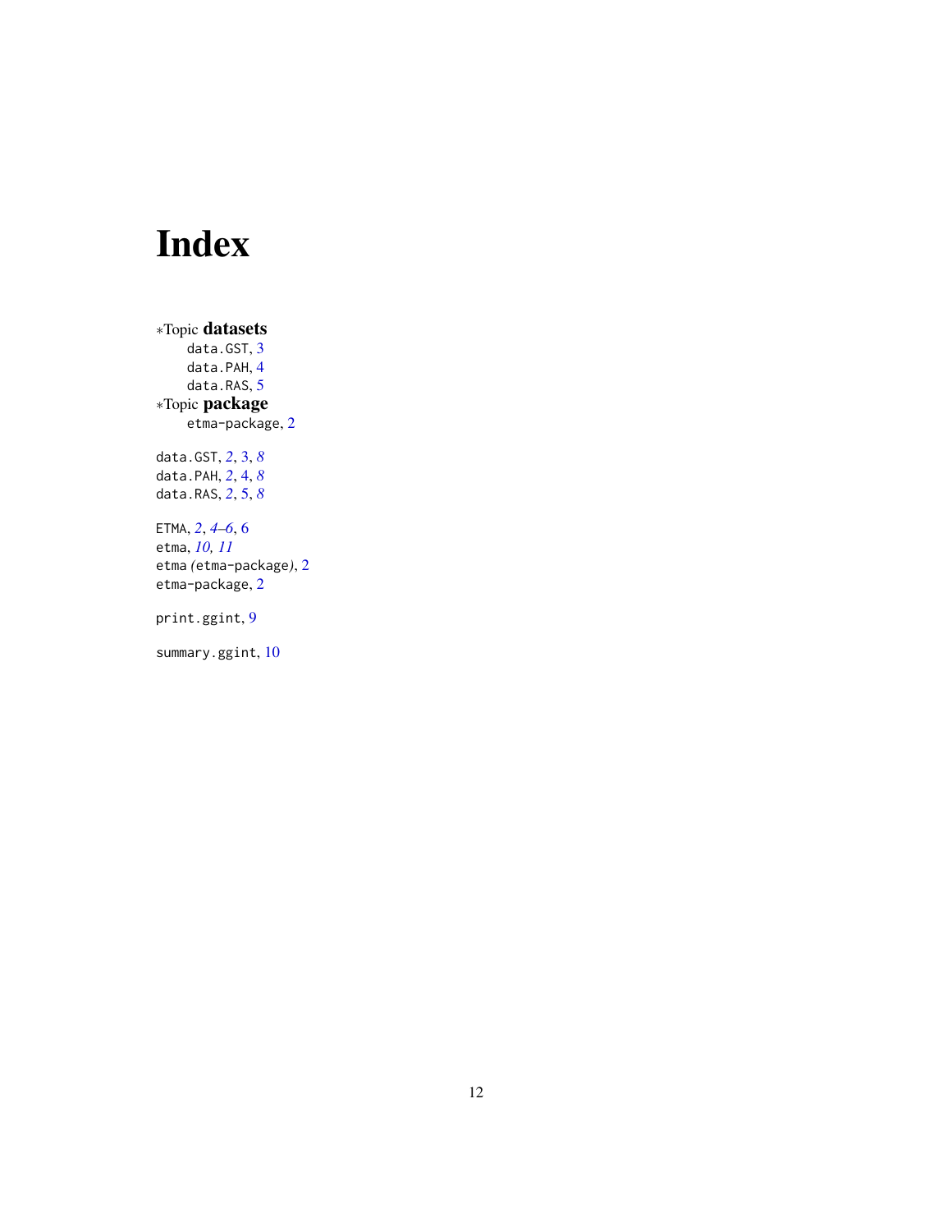# Index

∗Topic **datasets**
    data.GST, 3
    data.PAH, 4
    data.RAS, 5
∗Topic **package**
    etma-package, 2

data.GST, *2*, 3, *8*
data.PAH, *2*, 4, *8*
data.RAS, *2*, 5, *8*

ETMA, *2*, *4–6*, 6
etma, *10, 11*
etma *(*etma-package*)*, 2
etma-package, 2

print.ggint, 9

summary.ggint, 10